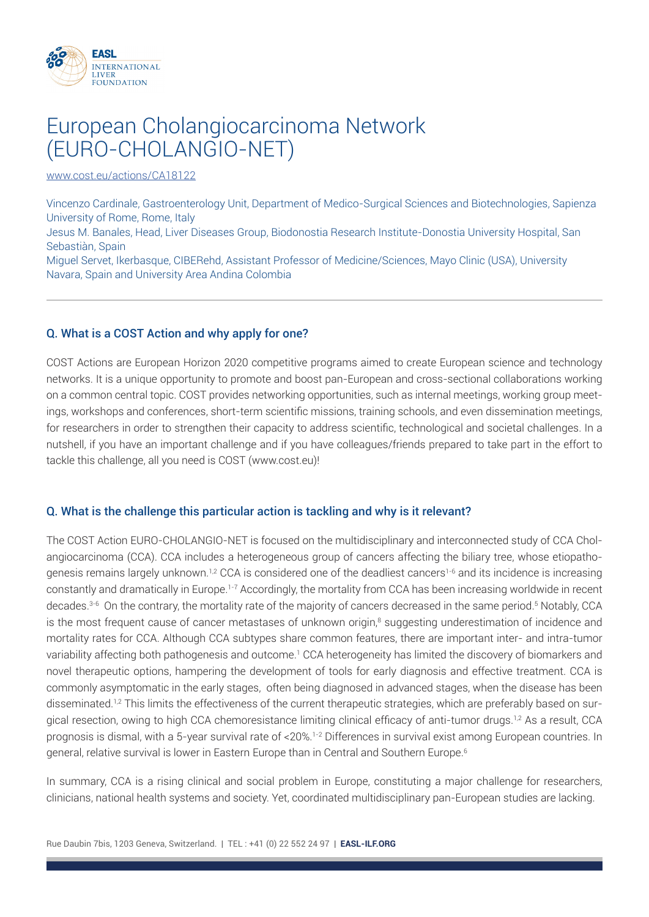# European Cholangiocarcinoma Network (EURO-CHOLANGIO-NET)

www.cost.eu/actions/CA18122

Vincenzo Cardinale, Gastroenterology Unit, Department of Medico-Surgical Sciences and Biotechnologies, Sapienza University of Rome, Rome, Italy
Jesus M. Banales, Head, Liver Diseases Group, Biodonostia Research Institute-Donostia University Hospital, San Sebastiàn, Spain
Miguel Servet, Ikerbasque, CIBERehd, Assistant Professor of Medicine/Sciences, Mayo Clinic (USA), University Navara, Spain and University Area Andina Colombia

---

### Q. What is a COST Action and why apply for one?

COST Actions are European Horizon 2020 competitive programs aimed to create European science and technology networks. It is a unique opportunity to promote and boost pan-European and cross-sectional collaborations working on a common central topic. COST provides networking opportunities, such as internal meetings, working group meetings, workshops and conferences, short-term scientific missions, training schools, and even dissemination meetings, for researchers in order to strengthen their capacity to address scientific, technological and societal challenges. In a nutshell, if you have an important challenge and if you have colleagues/friends prepared to take part in the effort to tackle this challenge, all you need is COST (www.cost.eu)!

### Q. What is the challenge this particular action is tackling and why is it relevant?

The COST Action EURO-CHOLANGIO-NET is focused on the multidisciplinary and interconnected study of CCA Cholangiocarcinoma (CCA). CCA includes a heterogeneous group of cancers affecting the biliary tree, whose etiopathogenesis remains largely unknown.[1,2] CCA is considered one of the deadliest cancers[1-6] and its incidence is increasing constantly and dramatically in Europe.[1-7] Accordingly, the mortality from CCA has been increasing worldwide in recent decades.[3-6] On the contrary, the mortality rate of the majority of cancers decreased in the same period.[5] Notably, CCA is the most frequent cause of cancer metastases of unknown origin,[8] suggesting underestimation of incidence and mortality rates for CCA. Although CCA subtypes share common features, there are important inter- and intra-tumor variability affecting both pathogenesis and outcome.[1] CCA heterogeneity has limited the discovery of biomarkers and novel therapeutic options, hampering the development of tools for early diagnosis and effective treatment. CCA is commonly asymptomatic in the early stages, often being diagnosed in advanced stages, when the disease has been disseminated.[1,2] This limits the effectiveness of the current therapeutic strategies, which are preferably based on surgical resection, owing to high CCA chemoresistance limiting clinical efficacy of anti-tumor drugs.[1,2] As a result, CCA prognosis is dismal, with a 5-year survival rate of <20%.[1-2] Differences in survival exist among European countries. In general, relative survival is lower in Eastern Europe than in Central and Southern Europe.[6]

In summary, CCA is a rising clinical and social problem in Europe, constituting a major challenge for researchers, clinicians, national health systems and society. Yet, coordinated multidisciplinary pan-European studies are lacking.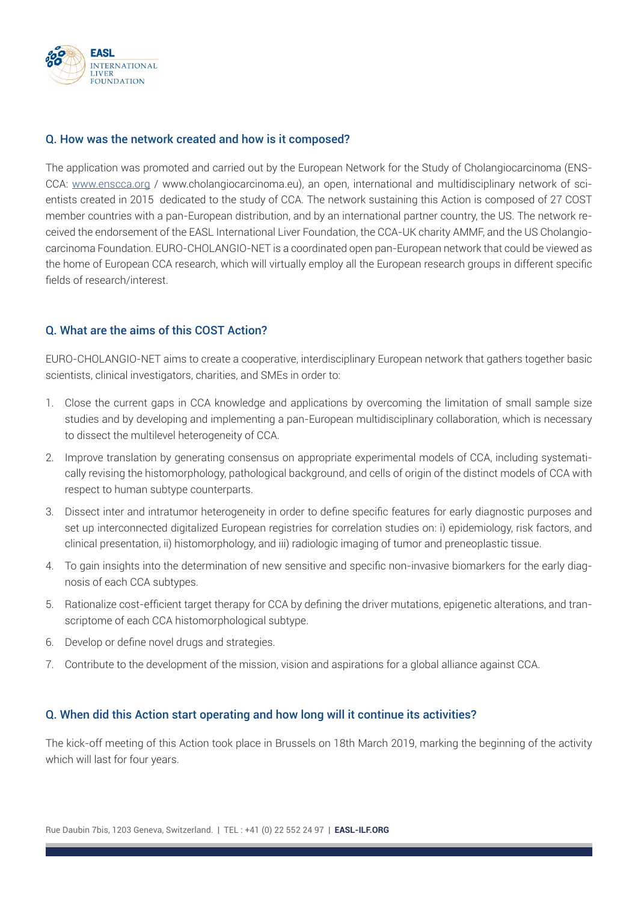### Q. How was the network created and how is it composed?

The application was promoted and carried out by the European Network for the Study of Cholangiocarcinoma (ENS-CCA: www.enscca.org / www.cholangiocarcinoma.eu), an open, international and multidisciplinary network of scientists created in 2015 dedicated to the study of CCA. The network sustaining this Action is composed of 27 COST member countries with a pan-European distribution, and by an international partner country, the US. The network received the endorsement of the EASL International Liver Foundation, the CCA-UK charity AMMF, and the US Cholangiocarcinoma Foundation. EURO-CHOLANGIO-NET is a coordinated open pan-European network that could be viewed as the home of European CCA research, which will virtually employ all the European research groups in different specific fields of research/interest.

### Q. What are the aims of this COST Action?

EURO-CHOLANGIO-NET aims to create a cooperative, interdisciplinary European network that gathers together basic scientists, clinical investigators, charities, and SMEs in order to:

1. Close the current gaps in CCA knowledge and applications by overcoming the limitation of small sample size studies and by developing and implementing a pan-European multidisciplinary collaboration, which is necessary to dissect the multilevel heterogeneity of CCA.
2. Improve translation by generating consensus on appropriate experimental models of CCA, including systematically revising the histomorphology, pathological background, and cells of origin of the distinct models of CCA with respect to human subtype counterparts.
3. Dissect inter and intratumor heterogeneity in order to define specific features for early diagnostic purposes and set up interconnected digitalized European registries for correlation studies on: i) epidemiology, risk factors, and clinical presentation, ii) histomorphology, and iii) radiologic imaging of tumor and preneoplastic tissue.
4. To gain insights into the determination of new sensitive and specific non-invasive biomarkers for the early diagnosis of each CCA subtypes.
5. Rationalize cost-efficient target therapy for CCA by defining the driver mutations, epigenetic alterations, and transcriptome of each CCA histomorphological subtype.
6. Develop or define novel drugs and strategies.
7. Contribute to the development of the mission, vision and aspirations for a global alliance against CCA.

### Q. When did this Action start operating and how long will it continue its activities?

The kick-off meeting of this Action took place in Brussels on 18th March 2019, marking the beginning of the activity which will last for four years.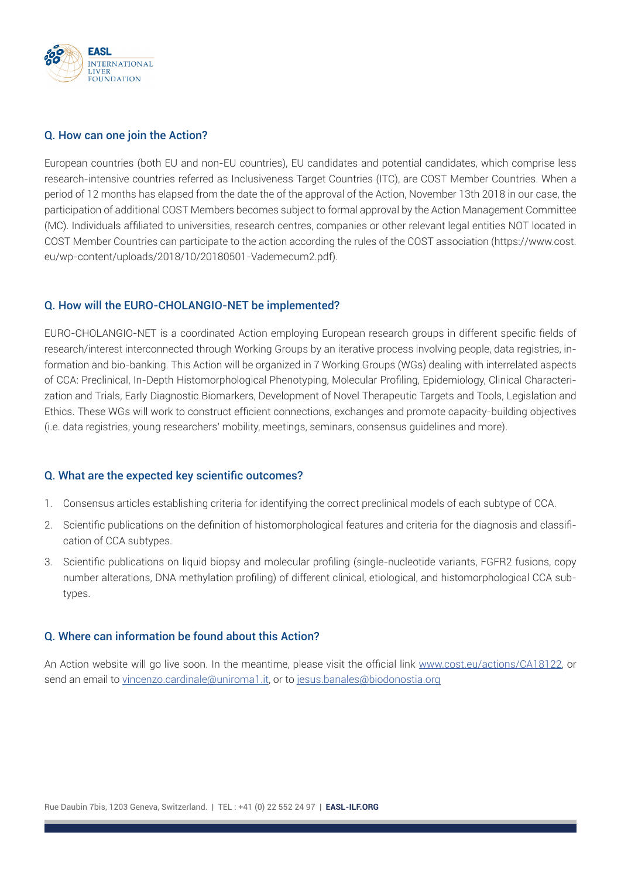### Q. How can one join the Action?

European countries (both EU and non-EU countries), EU candidates and potential candidates, which comprise less research-intensive countries referred as Inclusiveness Target Countries (ITC), are COST Member Countries. When a period of 12 months has elapsed from the date the of the approval of the Action, November 13th 2018 in our case, the participation of additional COST Members becomes subject to formal approval by the Action Management Committee (MC). Individuals affiliated to universities, research centres, companies or other relevant legal entities NOT located in COST Member Countries can participate to the action according the rules of the COST association (https://www.cost.eu/wp-content/uploads/2018/10/20180501-Vademecum2.pdf).

### Q. How will the EURO-CHOLANGIO-NET be implemented?

EURO-CHOLANGIO-NET is a coordinated Action employing European research groups in different specific fields of research/interest interconnected through Working Groups by an iterative process involving people, data registries, information and bio-banking. This Action will be organized in 7 Working Groups (WGs) dealing with interrelated aspects of CCA: Preclinical, In-Depth Histomorphological Phenotyping, Molecular Profiling, Epidemiology, Clinical Characterization and Trials, Early Diagnostic Biomarkers, Development of Novel Therapeutic Targets and Tools, Legislation and Ethics. These WGs will work to construct efficient connections, exchanges and promote capacity-building objectives (i.e. data registries, young researchers' mobility, meetings, seminars, consensus guidelines and more).

### Q. What are the expected key scientific outcomes?

1. Consensus articles establishing criteria for identifying the correct preclinical models of each subtype of CCA.
2. Scientific publications on the definition of histomorphological features and criteria for the diagnosis and classification of CCA subtypes.
3. Scientific publications on liquid biopsy and molecular profiling (single-nucleotide variants, FGFR2 fusions, copy number alterations, DNA methylation profiling) of different clinical, etiological, and histomorphological CCA subtypes.

### Q. Where can information be found about this Action?

An Action website will go live soon. In the meantime, please visit the official link [www.cost.eu/actions/CA18122](http://www.cost.eu/actions/CA18122), or send an email to [vincenzo.cardinale@uniroma1.it](mailto:vincenzo.cardinale@uniroma1.it), or to [jesus.banales@biodonostia.org](mailto:jesus.banales@biodonostia.org)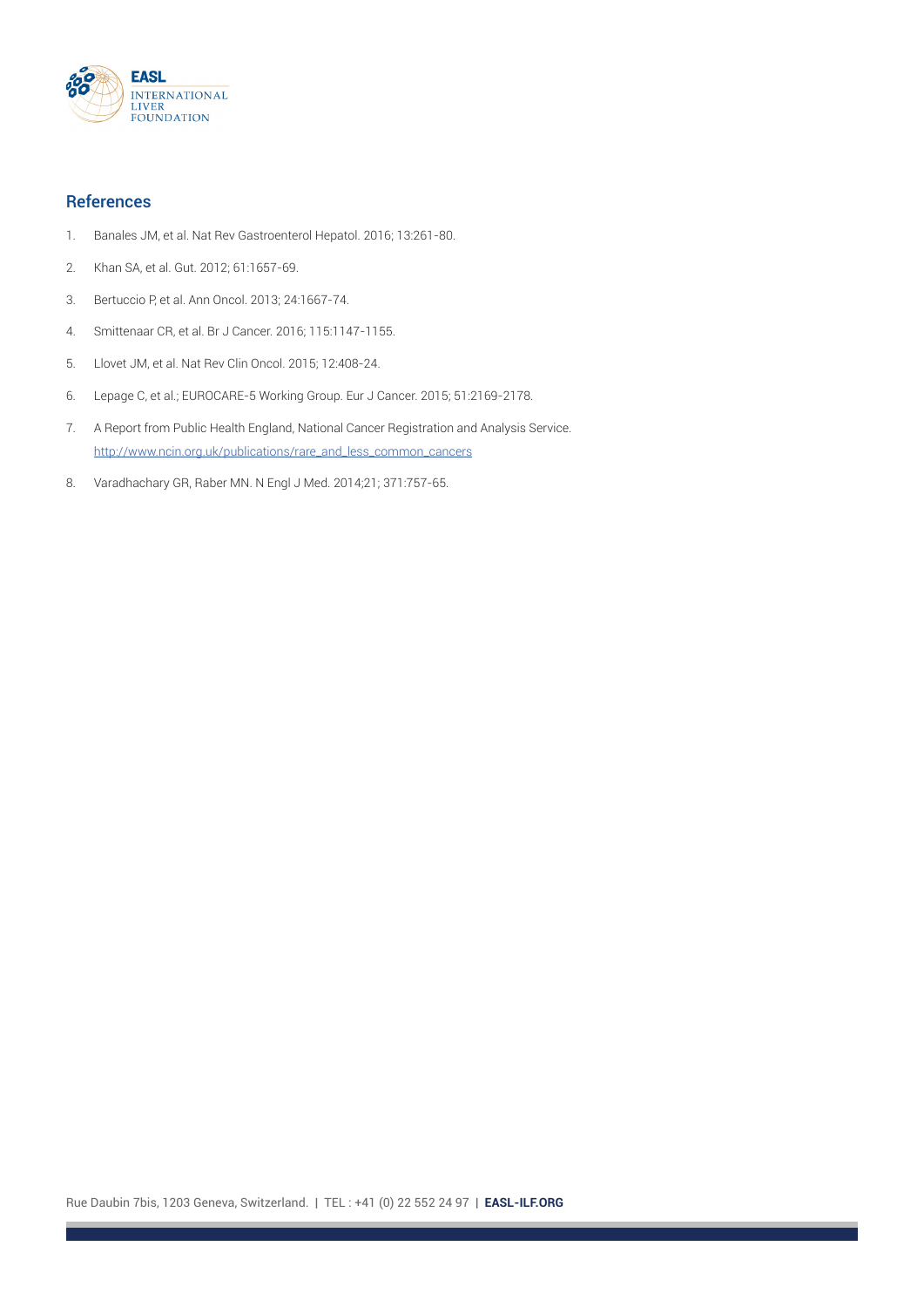## References

1. Banales JM, et al. Nat Rev Gastroenterol Hepatol. 2016; 13:261-80.
2. Khan SA, et al. Gut. 2012; 61:1657-69.
3. Bertuccio P, et al. Ann Oncol. 2013; 24:1667-74.
4. Smittenaar CR, et al. Br J Cancer. 2016; 115:1147-1155.
5. Llovet JM, et al. Nat Rev Clin Oncol. 2015; 12:408-24.
6. Lepage C, et al.; EUROCARE-5 Working Group. Eur J Cancer. 2015; 51:2169-2178.
7. A Report from Public Health England, National Cancer Registration and Analysis Service. http://www.ncin.org.uk/publications/rare_and_less_common_cancers
8. Varadhachary GR, Raber MN. N Engl J Med. 2014;21; 371:757-65.

Rue Daubin 7bis, 1203 Geneva, Switzerland. | TEL : +41 (0) 22 552 24 97 | **EASL-ILF.ORG**